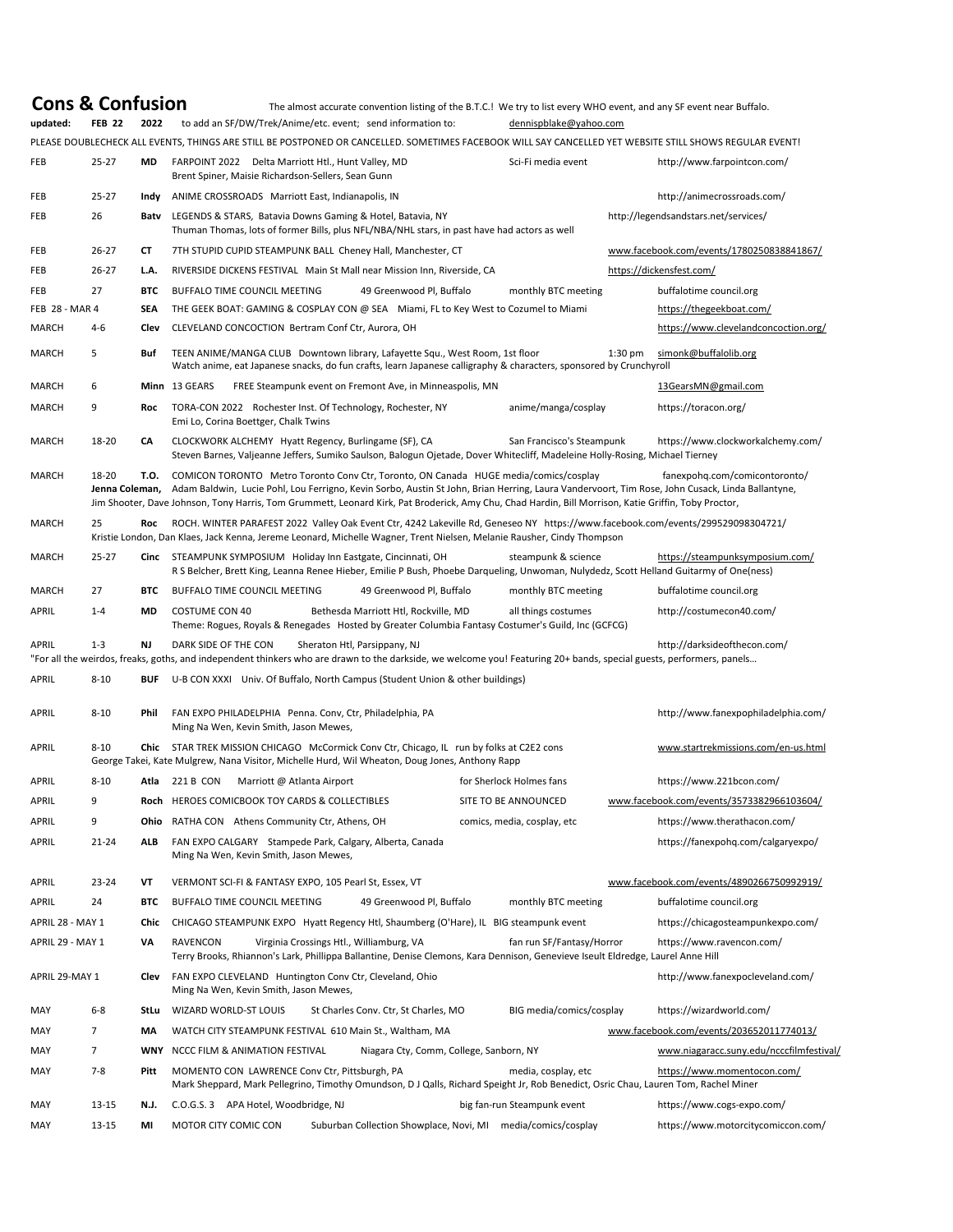# Cons & Confusion

The almost accurate convention listing of the B.T.C.! We try to list every WHO event, and any SF event near Buffalo.

**updated: FEB 22 2022** to add an SF/DW/Trek/Anime/etc. event; send information to: dennispblake@yahoo.com

PLEASE DOUBLECHECK ALL EVENTS, THINGS ARE STILL BE POSTPONED OR CANCELLED. SOMETIMES FACEBOOK WILL SAY CANCELLED YET WEBSITE STILL SHOWS REGULAR EVENT!

| Month | Dates | Loc | Event | Type | Website / Contact |
|---|---|---|---|---|---|
| FEB | 25-27 | **MD** | FARPOINT 2022 Delta Marriott Htl., Hunt Valley, MD<br>Brent Spiner, Maisie Richardson-Sellers, Sean Gunn | Sci-Fi media event | http://www.farpointcon.com/ |
| FEB | 25-27 | **Indy** | ANIME CROSSROADS Marriott East, Indianapolis, IN | | http://animecrossroads.com/ |
| FEB | 26 | **Batv** | LEGENDS & STARS, Batavia Downs Gaming & Hotel, Batavia, NY<br>Thuman Thomas, lots of former Bills, plus NFL/NBA/NHL stars, in past have had actors as well | | http://legendsandstars.net/services/ |
| FEB | 26-27 | **CT** | 7TH STUPID CUPID STEAMPUNK BALL Cheney Hall, Manchester, CT | | www.facebook.com/events/1780250838841867/ |
| FEB | 26-27 | **L.A.** | RIVERSIDE DICKENS FESTIVAL Main St Mall near Mission Inn, Riverside, CA | | https://dickensfest.com/ |
| FEB | 27 | **BTC** | BUFFALO TIME COUNCIL MEETING 49 Greenwood Pl, Buffalo | monthly BTC meeting | buffalotime council.org |
| FEB 28 - MAR 4 | | **SEA** | THE GEEK BOAT: GAMING & COSPLAY CON @ SEA Miami, FL to Key West to Cozumel to Miami | | https://thegeekboat.com/ |
| MARCH | 4-6 | **Clev** | CLEVELAND CONCOCTION Bertram Conf Ctr, Aurora, OH | | https://www.clevelandconcoction.org/ |
| MARCH | 5 | **Buf** | TEEN ANIME/MANGA CLUB Downtown library, Lafayette Squ., West Room, 1st floor<br>Watch anime, eat Japanese snacks, do fun crafts, learn Japanese calligraphy & characters, sponsored by Crunchyroll | 1:30 pm | simonk@buffalolib.org |
| MARCH | 6 | **Minn** | 13 GEARS FREE Steampunk event on Fremont Ave, in Minneapolis, MN | | 13GearsMN@gmail.com |
| MARCH | 9 | **Roc** | TORA-CON 2022 Rochester Inst. Of Technology, Rochester, NY<br>Emi Lo, Corina Boettger, Chalk Twins | anime/manga/cosplay | https://toracon.org/ |
| MARCH | 18-20 | **CA** | CLOCKWORK ALCHEMY Hyatt Regency, Burlingame (SF), CA<br>Steven Barnes, Valjeanne Jeffers, Sumiko Saulson, Balogun Ojetade, Dover Whitecliff, Madeleine Holly-Rosing, Michael Tierney | San Francisco's Steampunk | https://www.clockworkalchemy.com/ |
| MARCH | 18-20 | **T.O.** | COMICON TORONTO Metro Toronto Conv Ctr, Toronto, ON Canada HUGE media/comics/cosplay<br>**Jenna Coleman,** Adam Baldwin, Lucie Pohl, Lou Ferrigno, Kevin Sorbo, Austin St John, Brian Herring, Laura Vandervoort, Tim Rose, John Cusack, Linda Ballantyne, Jim Shooter, Dave Johnson, Tony Harris, Tom Grummett, Leonard Kirk, Pat Broderick, Amy Chu, Chad Hardin, Bill Morrison, Katie Griffin, Toby Proctor, | | fanexpohq.com/comicontoronto/ |
| MARCH | 25 | **Roc** | ROCH. WINTER PARAFEST 2022 Valley Oak Event Ctr, 4242 Lakeville Rd, Geneseo NY<br>Kristie London, Dan Klaes, Jack Kenna, Jereme Leonard, Michelle Wagner, Trent Nielsen, Melanie Rausher, Cindy Thompson | | https://www.facebook.com/events/299529098304721/ |
| MARCH | 25-27 | **Cinc** | STEAMPUNK SYMPOSIUM Holiday Inn Eastgate, Cincinnati, OH<br>R S Belcher, Brett King, Leanna Renee Hieber, Emilie P Bush, Phoebe Darqueling, Unwoman, Nulydedz, Scott Helland Guitarmy of One(ness) | steampunk & science | https://steampunksymposium.com/ |
| MARCH | 27 | **BTC** | BUFFALO TIME COUNCIL MEETING 49 Greenwood Pl, Buffalo | monthly BTC meeting | buffalotime council.org |
| APRIL | 1-4 | **MD** | COSTUME CON 40 Bethesda Marriott Htl, Rockville, MD<br>Theme: Rogues, Royals & Renegades Hosted by Greater Columbia Fantasy Costumer's Guild, Inc (GCFCG) | all things costumes | http://costumecon40.com/ |
| APRIL | 1-3 | **NJ** | DARK SIDE OF THE CON Sheraton Htl, Parsippany, NJ<br>"For all the weirdos, freaks, goths, and independent thinkers who are drawn to the darkside, we welcome you! Featuring 20+ bands, special guests, performers, panels… | | http://darksideofthecon.com/ |
| APRIL | 8-10 | **BUF** | U-B CON XXXI Univ. Of Buffalo, North Campus (Student Union & other buildings) | | |
| APRIL | 8-10 | **Phil** | FAN EXPO PHILADELPHIA Penna. Conv, Ctr, Philadelphia, PA<br>Ming Na Wen, Kevin Smith, Jason Mewes, | | http://www.fanexpophiladelphia.com/ |
| APRIL | 8-10 | **Chic** | STAR TREK MISSION CHICAGO McCormick Conv Ctr, Chicago, IL run by folks at C2E2 cons<br>George Takei, Kate Mulgrew, Nana Visitor, Michelle Hurd, Wil Wheaton, Doug Jones, Anthony Rapp | | www.startrekmissions.com/en-us.html |
| APRIL | 8-10 | **Atla** | 221 B CON Marriott @ Atlanta Airport | for Sherlock Holmes fans | https://www.221bcon.com/ |
| APRIL | 9 | **Roch** | HEROES COMICBOOK TOY CARDS & COLLECTIBLES | SITE TO BE ANNOUNCED | www.facebook.com/events/3573382966103604/ |
| APRIL | 9 | **Ohio** | RATHA CON Athens Community Ctr, Athens, OH | comics, media, cosplay, etc | https://www.therathacon.com/ |
| APRIL | 21-24 | **ALB** | FAN EXPO CALGARY Stampede Park, Calgary, Alberta, Canada<br>Ming Na Wen, Kevin Smith, Jason Mewes, | | https://fanexpohq.com/calgaryexpo/ |
| APRIL | 23-24 | **VT** | VERMONT SCI-FI & FANTASY EXPO, 105 Pearl St, Essex, VT | | www.facebook.com/events/4890266750992919/ |
| APRIL | 24 | **BTC** | BUFFALO TIME COUNCIL MEETING 49 Greenwood Pl, Buffalo | monthly BTC meeting | buffalotime council.org |
| APRIL 28 - MAY 1 | | **Chic** | CHICAGO STEAMPUNK EXPO Hyatt Regency Htl, Shaumberg (O'Hare), IL BIG steampunk event | | https://chicagosteampunkexpo.com/ |
| APRIL 29 - MAY 1 | | **VA** | RAVENCON Virginia Crossings Htl., Williamburg, VA<br>Terry Brooks, Rhiannon's Lark, Phillippa Ballantine, Denise Clemons, Kara Dennison, Genevieve Iseult Eldredge, Laurel Anne Hill | fan run SF/Fantasy/Horror | https://www.ravencon.com/ |
| APRIL 29-MAY 1 | | **Clev** | FAN EXPO CLEVELAND Huntington Conv Ctr, Cleveland, Ohio<br>Ming Na Wen, Kevin Smith, Jason Mewes, | | http://www.fanexpocleveland.com/ |
| MAY | 6-8 | **StLu** | WIZARD WORLD-ST LOUIS St Charles Conv. Ctr, St Charles, MO | BIG media/comics/cosplay | https://wizardworld.com/ |
| MAY | 7 | **MA** | WATCH CITY STEAMPUNK FESTIVAL 610 Main St., Waltham, MA | | www.facebook.com/events/203652011774013/ |
| MAY | 7 | **WNY** | NCCC FILM & ANIMATION FESTIVAL Niagara Cty, Comm, College, Sanborn, NY | | www.niagaracc.suny.edu/ncccfilmfestival/ |
| MAY | 7-8 | **Pitt** | MOMENTO CON LAWRENCE Conv Ctr, Pittsburgh, PA<br>Mark Sheppard, Mark Pellegrino, Timothy Omundson, D J Qalls, Richard Speight Jr, Rob Benedict, Osric Chau, Lauren Tom, Rachel Miner | media, cosplay, etc | https://www.momentocon.com/ |
| MAY | 13-15 | **N.J.** | C.O.G.S. 3 APA Hotel, Woodbridge, NJ | big fan-run Steampunk event | https://www.cogs-expo.com/ |
| MAY | 13-15 | **MI** | MOTOR CITY COMIC CON Suburban Collection Showplace, Novi, MI | media/comics/cosplay | https://www.motorcitycomiccon.com/ |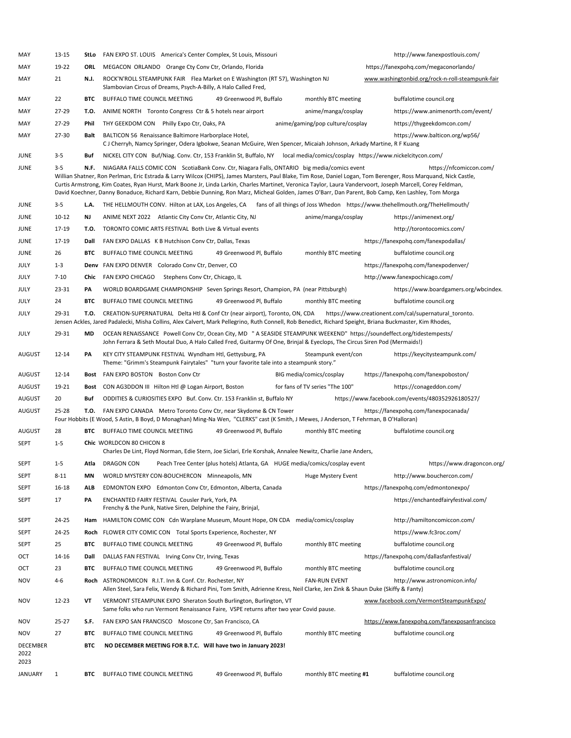| | | | | | |
|---|---|---|---|---|---|
| MAY | 13-15 | **StLo** | FAN EXPO ST. LOUIS America's Center Complex, St Louis, Missouri | | http://www.fanexpostlouis.com/ |
| MAY | 19-22 | **ORL** | MEGACON ORLANDO Orange Cty Conv Ctr, Orlando, Florida | | https://fanexpohq.com/megaconorlando/ |
| MAY | 21 | **N.J.** | ROCK'N'ROLL STEAMPUNK FAIR Flea Market on E Washington (RT 57), Washington NJ<br>Slambovian Circus of Dreams, Psych-A-Billy, A Halo Called Fred, | | www.washingtonbid.org/rock-n-roll-steampunk-fair |
| MAY | 22 | **BTC** | BUFFALO TIME COUNCIL MEETING 49 Greenwood Pl, Buffalo | monthly BTC meeting | buffalotime council.org |
| MAY | 27-29 | **T.O.** | ANIME NORTH Toronto Congress Ctr & 5 hotels near airport | anime/manga/cosplay | https://www.animenorth.com/event/ |
| MAY | 27-29 | **Phil** | THY GEEKDOM CON Philly Expo Ctr, Oaks, PA | anime/gaming/pop culture/cosplay | https://thygeekdomcon.com/ |
| MAY | 27-30 | **Balt** | BALTICON 56 Renaissance Baltimore Harborplace Hotel,<br>C J Cherryh, Namcy Springer, Odera Igbokwe, Seanan McGuire, Wen Spencer, Micaiah Johnson, Arkady Martine, R F Kuang | | https://www.balticon.org/wp56/ |
| JUNE | 3-5 | **Buf** | NICKEL CITY CON Buf/Niag. Conv. Ctr, 153 Franklin St, Buffalo, NY | local media/comics/cosplay | https://www.nickelcitycon.com/ |
| JUNE | 3-5 | **N.F.** | NIAGARA FALLS COMIC CON ScotiaBank Conv. Ctr, Niagara Falls, ONTARIO<br>Willian Shatner, Ron Perlman, Eric Estrada & Larry Wilcox (CHIPS), James Marsters, Paul Blake, Tim Rose, Daniel Logan, Tom Berenger, Ross Marquand, Nick Castle, Curtis Armstrong, Kim Coates, Ryan Hurst, Mark Boone Jr, Linda Larkin, Charles Martinet, Veronica Taylor, Laura Vandervoort, Joseph Marcell, Corey Feldman, David Koechner, Danny Bonaduce, Richard Karn, Debbie Dunning, Ron Marz, Micheal Golden, James O'Barr, Dan Parent, Bob Camp, Ken Lashley, Tom Morga | big media/comics event | https://nfcomiccon.com/ |
| JUNE | 3-5 | **L.A.** | THE HELLMOUTH CONV. Hilton at LAX, Los Angeles, CA | fans of all things of Joss Whedon | https://www.thehellmouth.org/TheHellmouth/ |
| JUNE | 10-12 | **NJ** | ANIME NEXT 2022 Atlantic City Conv Ctr, Atlantic City, NJ | anime/manga/cosplay | https://animenext.org/ |
| JUNE | 17-19 | **T.O.** | TORONTO COMIC ARTS FESTIVAL Both Live & Virtual events | | http://torontocomics.com/ |
| JUNE | 17-19 | **Dall** | FAN EXPO DALLAS K B Hutchison Conv Ctr, Dallas, Texas | | https://fanexpohq.com/fanexpodallas/ |
| JUNE | 26 | **BTC** | BUFFALO TIME COUNCIL MEETING 49 Greenwood Pl, Buffalo | monthly BTC meeting | buffalotime council.org |
| JULY | 1-3 | **Denv** | FAN EXPO DENVER Colorado Conv Ctr, Denver, CO | | https://fanexpohq.com/fanexpodenver/ |
| JULY | 7-10 | **Chic** | FAN EXPO CHICAGO Stephens Conv Ctr, Chicago, IL | | http://www.fanexpochicago.com/ |
| JULY | 23-31 | **PA** | WORLD BOARDGAME CHAMPIONSHIP Seven Springs Resort, Champion, PA (near Pittsburgh) | | https://www.boardgamers.org/wbcindex. |
| JULY | 24 | **BTC** | BUFFALO TIME COUNCIL MEETING 49 Greenwood Pl, Buffalo | monthly BTC meeting | buffalotime council.org |
| JULY | 29-31 | **T.O.** | CREATION-SUPERNATURAL Delta Htl & Conf Ctr (near airport), Toronto, ON, CDA<br>Jensen Ackles, Jared Padalecki, Misha Collins, Alex Calvert, Mark Pellegrino, Ruth Connell, Rob Benedict, Richard Speight, Briana Buckmaster, Kim Rhodes, | | https://www.creationent.com/cal/supernatural_toronto. |
| JULY | 29-31 | **MD** | OCEAN RENAISSANCE Powell Conv Ctr, Ocean City, MD " A SEASIDE STEAMPUNK WEEKEND"<br>John Ferrara & Seth Moutal Duo, A Halo Called Fred, Guitarmy Of One, Brinjal & Eyeclops, The Circus Siren Pod (Mermaids!) | | https://soundeffect.org/tidestempests/ |
| AUGUST | 12-14 | **PA** | KEY CITY STEAMPUNK FESTIVAL Wyndham Htl, Gettysburg, PA<br>Theme: "Grimm's Steampunk Fairytales" "turn your favorite tale into a steampunk story." | Steampunk event/con | https://keycitysteampunk.com/ |
| AUGUST | 12-14 | **Bost** | FAN EXPO BOSTON Boston Conv Ctr | BIG media/comics/cosplay | https://fanexpohq.com/fanexpoboston/ |
| AUGUST | 19-21 | **Bost** | CON AG3DDON III Hilton Htl @ Logan Airport, Boston | for fans of TV series "The 100" | https://conageddon.com/ |
| AUGUST | 20 | **Buf** | ODDITIES & CURIOSITIES EXPO Buf. Conv. Ctr. 153 Franklin st, Buffalo NY | | https://www.facebook.com/events/480352926180527/ |
| AUGUST | 25-28 | **T.O.** | FAN EXPO CANADA Metro Toronto Conv Ctr, near Skydome & CN Tower<br>Four Hobbits (E Wood, S Astin, B Boyd, D Monaghan) Ming-Na Wen, "CLERKS" cast (K Smith, J Mewes, J Anderson, T Fehrman, B O'Halloran) | | https://fanexpohq.com/fanexpocanada/ |
| AUGUST | 28 | **BTC** | BUFFALO TIME COUNCIL MEETING 49 Greenwood Pl, Buffalo | monthly BTC meeting | buffalotime council.org |
| SEPT | 1-5 | **Chic** | WORLDCON 80 CHICON 8<br>Charles De Lint, Floyd Norman, Edie Stern, Joe Siclari, Erle Korshak, Annalee Newitz, Charlie Jane Anders, | | |
| SEPT | 1-5 | **Atla** | DRAGON CON Peach Tree Center (plus hotels) Atlanta, GA | HUGE media/comics/cosplay event | https://www.dragoncon.org/ |
| SEPT | 8-11 | **MN** | WORLD MYSTERY CON-BOUCHERCON Minneapolis, MN | Huge Mystery Event | http://www.bouchercon.com/ |
| SEPT | 16-18 | **ALB** | EDMONTON EXPO Edmonton Conv Ctr, Edmonton, Alberta, Canada | | https://fanexpohq.com/edmontonexpo/ |
| SEPT | 17 | **PA** | ENCHANTED FAIRY FESTIVAL Cousler Park, York, PA<br>Frenchy & the Punk, Native Siren, Delphine the Fairy, Brinjal, | | https://enchantedfairyfestival.com/ |
| SEPT | 24-25 | **Ham** | HAMILTON COMIC CON Cdn Warplane Museum, Mount Hope, ON CDA | media/comics/cosplay | http://hamiltoncomiccon.com/ |
| SEPT | 24-25 | **Roch** | FLOWER CITY COMIC CON Total Sports Experience, Rochester, NY | | https://www.fc3roc.com/ |
| SEPT | 25 | **BTC** | BUFFALO TIME COUNCIL MEETING 49 Greenwood Pl, Buffalo | monthly BTC meeting | buffalotime council.org |
| OCT | 14-16 | **Dall** | DALLAS FAN FESTIVAL Irving Conv Ctr, Irving, Texas | | https://fanexpohq.com/dallasfanfestival/ |
| OCT | 23 | **BTC** | BUFFALO TIME COUNCIL MEETING 49 Greenwood Pl, Buffalo | monthly BTC meeting | buffalotime council.org |
| NOV | 4-6 | **Roch** | ASTRONOMICON R.I.T. Inn & Conf. Ctr. Rochester, NY<br>Allen Steel, Sara Felix, Wendy & Richard Pini, Tom Smith, Adrienne Kress, Neil Clarke, Jen Zink & Shaun Duke (Skiffy & Fanty) | FAN-RUN EVENT | http://www.astronomicon.info/ |
| NOV | 12-23 | **VT** | VERMONT STEAMPUNK EXPO Sheraton South Burlington, Burlington, VT<br>Same folks who run Vermont Renaissance Faire, VSPE returns after two year Covid pause. | | www.facebook.com/VermontSteampunkExpo/ |
| NOV | 25-27 | **S.F.** | FAN EXPO SAN FRANCISCO Moscone Ctr, San Francisco, CA | | https://www.fanexpohq.com/fanexposanfrancisco |
| NOV | 27 | **BTC** | BUFFALO TIME COUNCIL MEETING 49 Greenwood Pl, Buffalo | monthly BTC meeting | buffalotime council.org |
| DECEMBER 2022 | | **BTC** | **NO DECEMBER MEETING FOR B.T.C. Will have two in January 2023!** | | |
| 2023 | | | | | |
| JANUARY | 1 | **BTC** | BUFFALO TIME COUNCIL MEETING 49 Greenwood Pl, Buffalo | monthly BTC meeting **#1** | buffalotime council.org |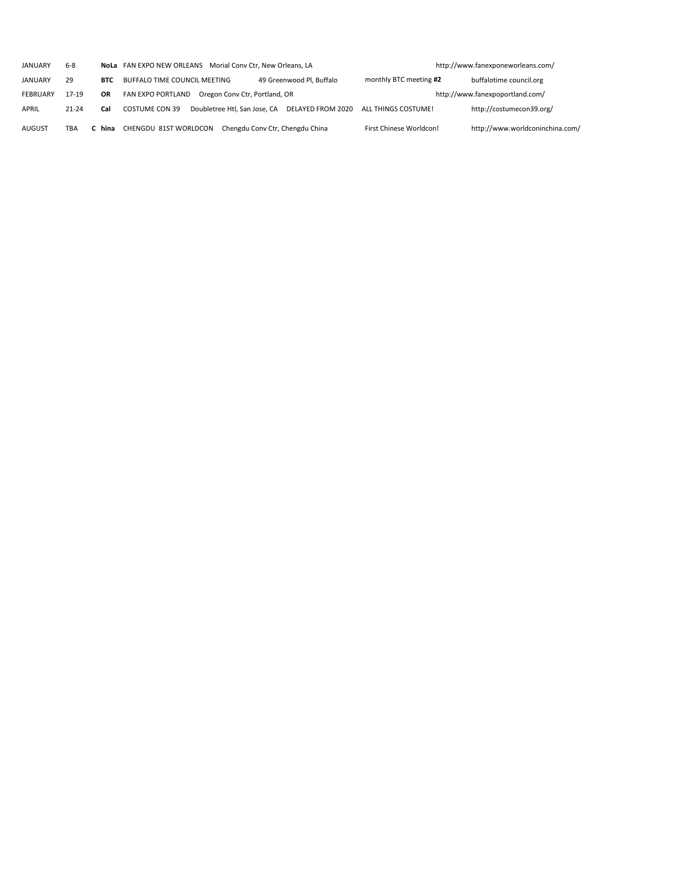| | | | | | | | |
|---|---|---|---|---|---|---|---|
| JANUARY | 6-8 | **NoLa** | FAN EXPO NEW ORLEANS | Morial Conv Ctr, New Orleans, LA | | | http://www.fanexponeworleans.com/ |
| JANUARY | 29 | **BTC** | BUFFALO TIME COUNCIL MEETING | 49 Greenwood Pl, Buffalo | | monthly BTC meeting **#2** | buffalotime council.org |
| FEBRUARY | 17-19 | **OR** | FAN EXPO PORTLAND | Oregon Conv Ctr, Portland, OR | | | http://www.fanexpoportland.com/ |
| APRIL | 21-24 | **Cal** | COSTUME CON 39 | Doubletree Htl, San Jose, CA | DELAYED FROM 2020 | ALL THINGS COSTUME! | http://costumecon39.org/ |
| AUGUST | TBA | **C hina** | CHENGDU 81ST WORLDCON | Chengdu Conv Ctr, Chengdu China | | First Chinese Worldcon! | http://www.worldconinchina.com/ |